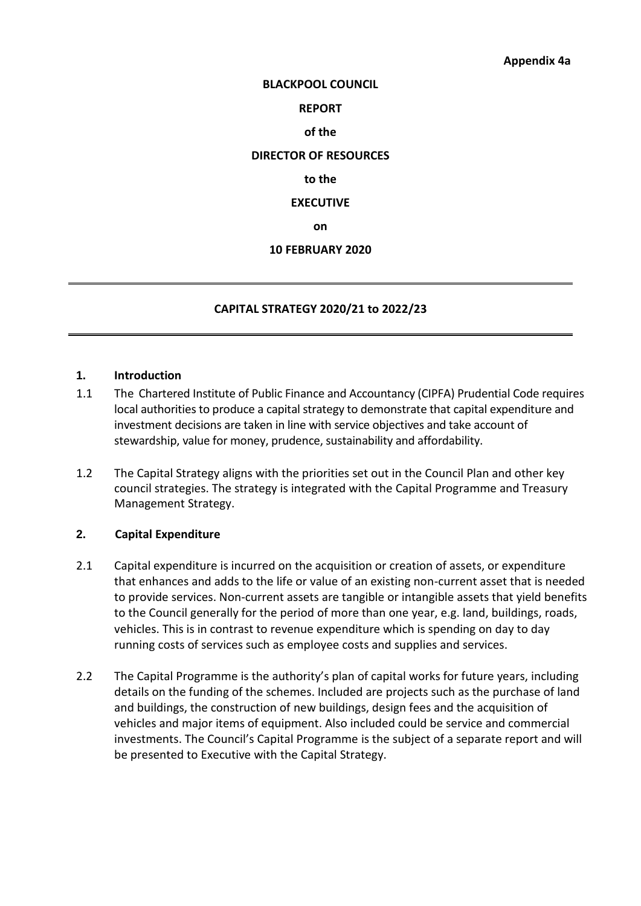**Appendix 4a**

**BLACKPOOL COUNCIL**

**REPORT**

**of the**

**DIRECTOR OF RESOURCES**

**to the**

**EXECUTIVE**

**on**

**10 FEBRUARY 2020**

---

**CAPITAL STRATEGY 2020/21 to 2022/23**

---

## 1. Introduction

1.1 The Chartered Institute of Public Finance and Accountancy (CIPFA) Prudential Code requires local authorities to produce a capital strategy to demonstrate that capital expenditure and investment decisions are taken in line with service objectives and take account of stewardship, value for money, prudence, sustainability and affordability.

1.2 The Capital Strategy aligns with the priorities set out in the Council Plan and other key council strategies. The strategy is integrated with the Capital Programme and Treasury Management Strategy.

## 2. Capital Expenditure

2.1 Capital expenditure is incurred on the acquisition or creation of assets, or expenditure that enhances and adds to the life or value of an existing non-current asset that is needed to provide services. Non-current assets are tangible or intangible assets that yield benefits to the Council generally for the period of more than one year, e.g. land, buildings, roads, vehicles. This is in contrast to revenue expenditure which is spending on day to day running costs of services such as employee costs and supplies and services.

2.2 The Capital Programme is the authority's plan of capital works for future years, including details on the funding of the schemes. Included are projects such as the purchase of land and buildings, the construction of new buildings, design fees and the acquisition of vehicles and major items of equipment. Also included could be service and commercial investments. The Council's Capital Programme is the subject of a separate report and will be presented to Executive with the Capital Strategy.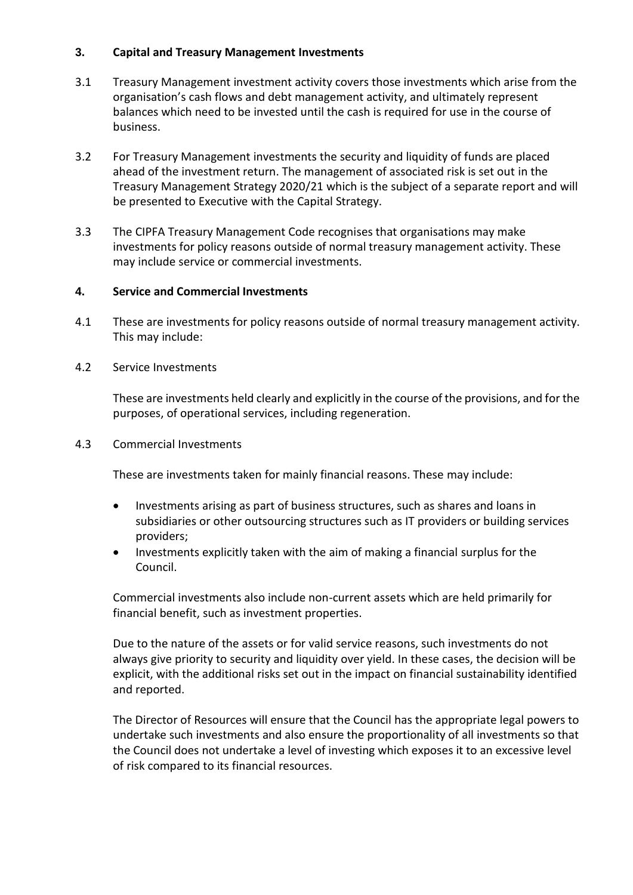## 3. Capital and Treasury Management Investments

3.1 Treasury Management investment activity covers those investments which arise from the organisation's cash flows and debt management activity, and ultimately represent balances which need to be invested until the cash is required for use in the course of business.

3.2 For Treasury Management investments the security and liquidity of funds are placed ahead of the investment return. The management of associated risk is set out in the Treasury Management Strategy 2020/21 which is the subject of a separate report and will be presented to Executive with the Capital Strategy.

3.3 The CIPFA Treasury Management Code recognises that organisations may make investments for policy reasons outside of normal treasury management activity. These may include service or commercial investments.

## 4. Service and Commercial Investments

4.1 These are investments for policy reasons outside of normal treasury management activity. This may include:

4.2 Service Investments

These are investments held clearly and explicitly in the course of the provisions, and for the purposes, of operational services, including regeneration.

4.3 Commercial Investments

These are investments taken for mainly financial reasons. These may include:

- Investments arising as part of business structures, such as shares and loans in subsidiaries or other outsourcing structures such as IT providers or building services providers;
- Investments explicitly taken with the aim of making a financial surplus for the Council.

Commercial investments also include non-current assets which are held primarily for financial benefit, such as investment properties.

Due to the nature of the assets or for valid service reasons, such investments do not always give priority to security and liquidity over yield. In these cases, the decision will be explicit, with the additional risks set out in the impact on financial sustainability identified and reported.

The Director of Resources will ensure that the Council has the appropriate legal powers to undertake such investments and also ensure the proportionality of all investments so that the Council does not undertake a level of investing which exposes it to an excessive level of risk compared to its financial resources.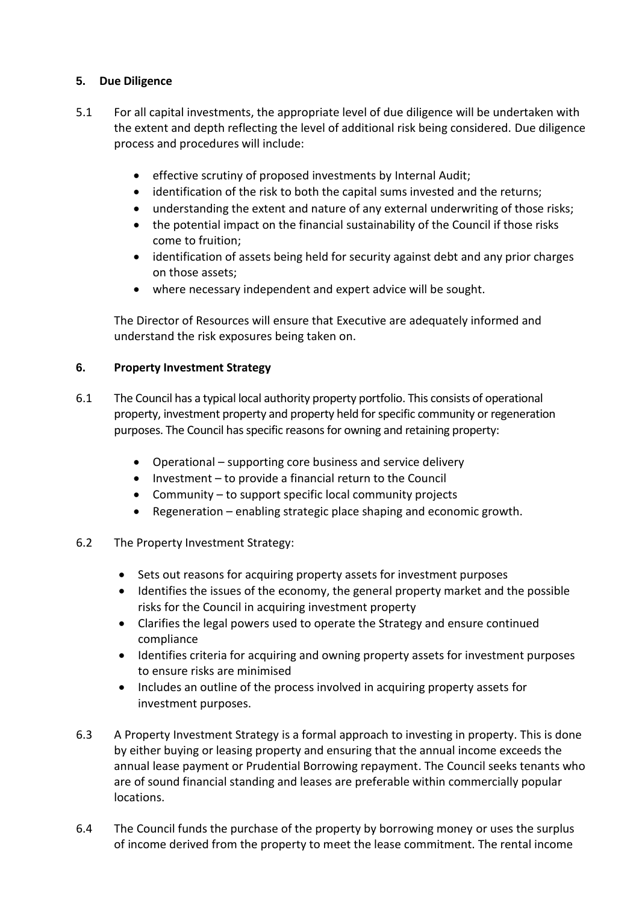## 5. Due Diligence

5.1 For all capital investments, the appropriate level of due diligence will be undertaken with the extent and depth reflecting the level of additional risk being considered. Due diligence process and procedures will include:

- effective scrutiny of proposed investments by Internal Audit;
- identification of the risk to both the capital sums invested and the returns;
- understanding the extent and nature of any external underwriting of those risks;
- the potential impact on the financial sustainability of the Council if those risks come to fruition;
- identification of assets being held for security against debt and any prior charges on those assets;
- where necessary independent and expert advice will be sought.

The Director of Resources will ensure that Executive are adequately informed and understand the risk exposures being taken on.

## 6. Property Investment Strategy

6.1 The Council has a typical local authority property portfolio. This consists of operational property, investment property and property held for specific community or regeneration purposes. The Council has specific reasons for owning and retaining property:

- Operational – supporting core business and service delivery
- Investment – to provide a financial return to the Council
- Community – to support specific local community projects
- Regeneration – enabling strategic place shaping and economic growth.

6.2 The Property Investment Strategy:

- Sets out reasons for acquiring property assets for investment purposes
- Identifies the issues of the economy, the general property market and the possible risks for the Council in acquiring investment property
- Clarifies the legal powers used to operate the Strategy and ensure continued compliance
- Identifies criteria for acquiring and owning property assets for investment purposes to ensure risks are minimised
- Includes an outline of the process involved in acquiring property assets for investment purposes.

6.3 A Property Investment Strategy is a formal approach to investing in property. This is done by either buying or leasing property and ensuring that the annual income exceeds the annual lease payment or Prudential Borrowing repayment. The Council seeks tenants who are of sound financial standing and leases are preferable within commercially popular locations.

6.4 The Council funds the purchase of the property by borrowing money or uses the surplus of income derived from the property to meet the lease commitment. The rental income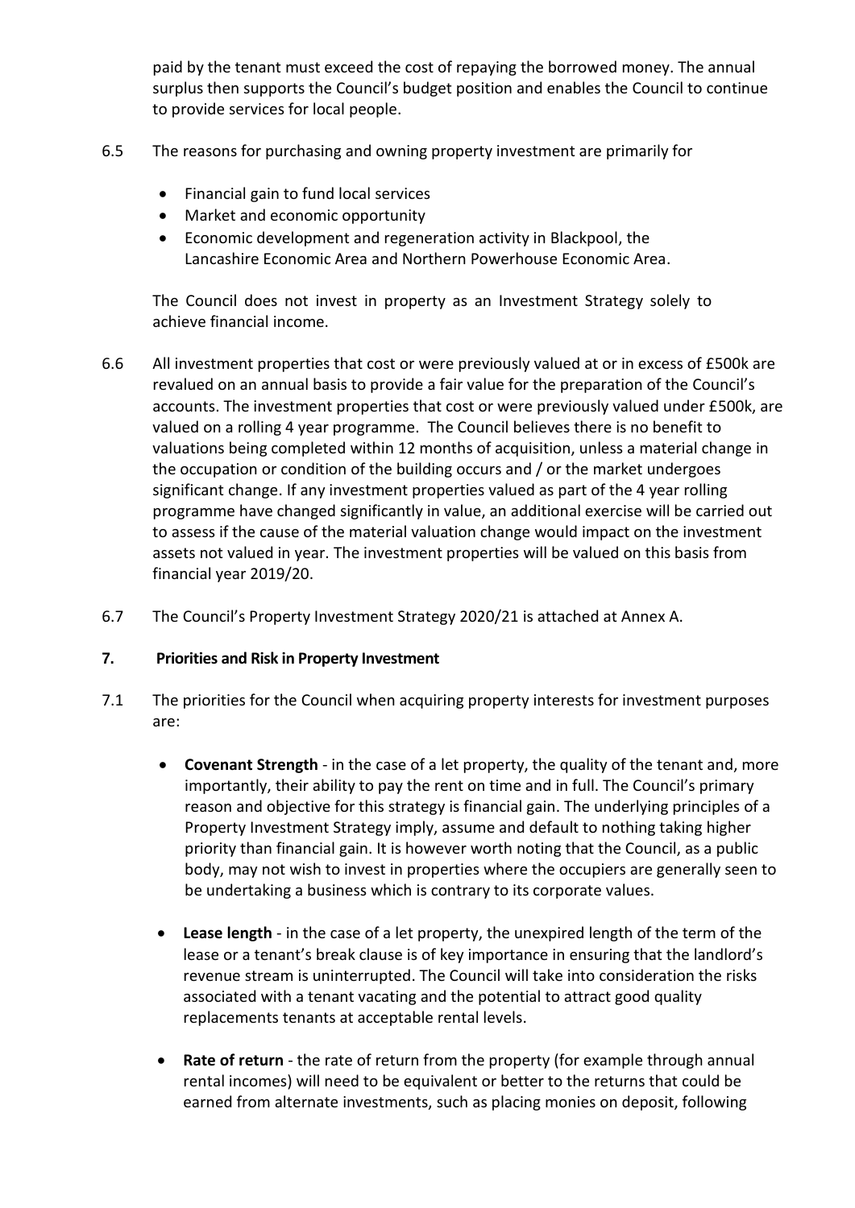paid by the tenant must exceed the cost of repaying the borrowed money. The annual surplus then supports the Council's budget position and enables the Council to continue to provide services for local people.

6.5 The reasons for purchasing and owning property investment are primarily for

- Financial gain to fund local services
- Market and economic opportunity
- Economic development and regeneration activity in Blackpool, the Lancashire Economic Area and Northern Powerhouse Economic Area.

The Council does not invest in property as an Investment Strategy solely to achieve financial income.

6.6 All investment properties that cost or were previously valued at or in excess of £500k are revalued on an annual basis to provide a fair value for the preparation of the Council's accounts. The investment properties that cost or were previously valued under £500k, are valued on a rolling 4 year programme. The Council believes there is no benefit to valuations being completed within 12 months of acquisition, unless a material change in the occupation or condition of the building occurs and / or the market undergoes significant change. If any investment properties valued as part of the 4 year rolling programme have changed significantly in value, an additional exercise will be carried out to assess if the cause of the material valuation change would impact on the investment assets not valued in year. The investment properties will be valued on this basis from financial year 2019/20.

6.7 The Council's Property Investment Strategy 2020/21 is attached at Annex A.

## 7. Priorities and Risk in Property Investment

7.1 The priorities for the Council when acquiring property interests for investment purposes are:

- **Covenant Strength** - in the case of a let property, the quality of the tenant and, more importantly, their ability to pay the rent on time and in full. The Council's primary reason and objective for this strategy is financial gain. The underlying principles of a Property Investment Strategy imply, assume and default to nothing taking higher priority than financial gain. It is however worth noting that the Council, as a public body, may not wish to invest in properties where the occupiers are generally seen to be undertaking a business which is contrary to its corporate values.

- **Lease length** - in the case of a let property, the unexpired length of the term of the lease or a tenant's break clause is of key importance in ensuring that the landlord's revenue stream is uninterrupted. The Council will take into consideration the risks associated with a tenant vacating and the potential to attract good quality replacements tenants at acceptable rental levels.

- **Rate of return** - the rate of return from the property (for example through annual rental incomes) will need to be equivalent or better to the returns that could be earned from alternate investments, such as placing monies on deposit, following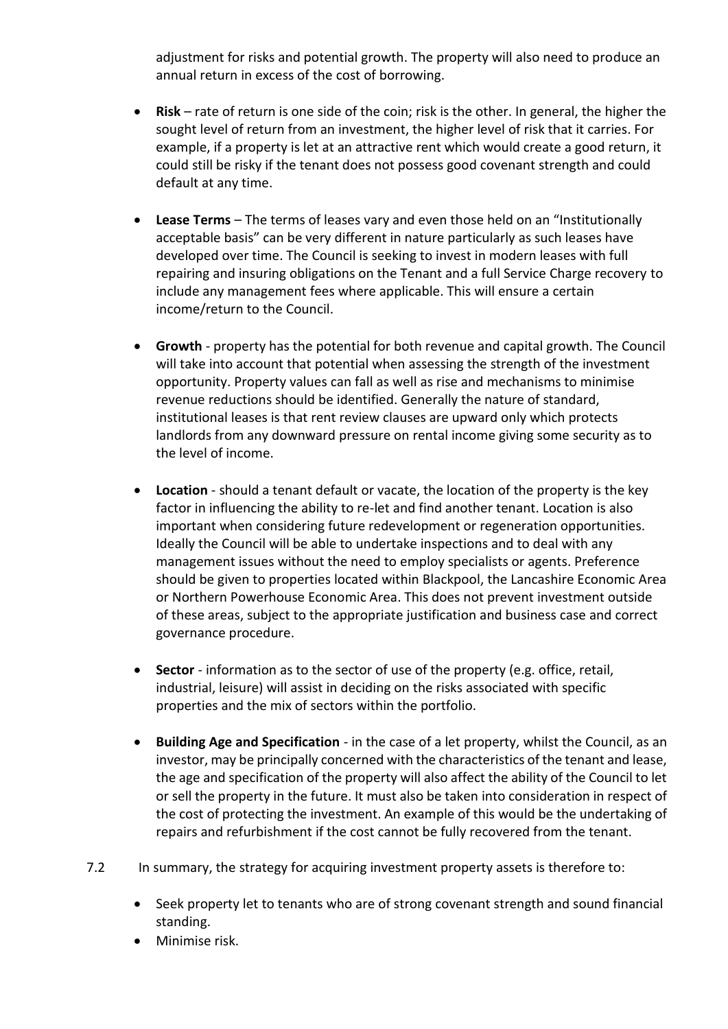adjustment for risks and potential growth. The property will also need to produce an annual return in excess of the cost of borrowing.

- **Risk** – rate of return is one side of the coin; risk is the other. In general, the higher the sought level of return from an investment, the higher level of risk that it carries. For example, if a property is let at an attractive rent which would create a good return, it could still be risky if the tenant does not possess good covenant strength and could default at any time.

- **Lease Terms** – The terms of leases vary and even those held on an "Institutionally acceptable basis" can be very different in nature particularly as such leases have developed over time. The Council is seeking to invest in modern leases with full repairing and insuring obligations on the Tenant and a full Service Charge recovery to include any management fees where applicable. This will ensure a certain income/return to the Council.

- **Growth** - property has the potential for both revenue and capital growth. The Council will take into account that potential when assessing the strength of the investment opportunity. Property values can fall as well as rise and mechanisms to minimise revenue reductions should be identified. Generally the nature of standard, institutional leases is that rent review clauses are upward only which protects landlords from any downward pressure on rental income giving some security as to the level of income.

- **Location** - should a tenant default or vacate, the location of the property is the key factor in influencing the ability to re-let and find another tenant. Location is also important when considering future redevelopment or regeneration opportunities. Ideally the Council will be able to undertake inspections and to deal with any management issues without the need to employ specialists or agents. Preference should be given to properties located within Blackpool, the Lancashire Economic Area or Northern Powerhouse Economic Area. This does not prevent investment outside of these areas, subject to the appropriate justification and business case and correct governance procedure.

- **Sector** - information as to the sector of use of the property (e.g. office, retail, industrial, leisure) will assist in deciding on the risks associated with specific properties and the mix of sectors within the portfolio.

- **Building Age and Specification** - in the case of a let property, whilst the Council, as an investor, may be principally concerned with the characteristics of the tenant and lease, the age and specification of the property will also affect the ability of the Council to let or sell the property in the future. It must also be taken into consideration in respect of the cost of protecting the investment. An example of this would be the undertaking of repairs and refurbishment if the cost cannot be fully recovered from the tenant.

7.2 In summary, the strategy for acquiring investment property assets is therefore to:

- Seek property let to tenants who are of strong covenant strength and sound financial standing.
- Minimise risk.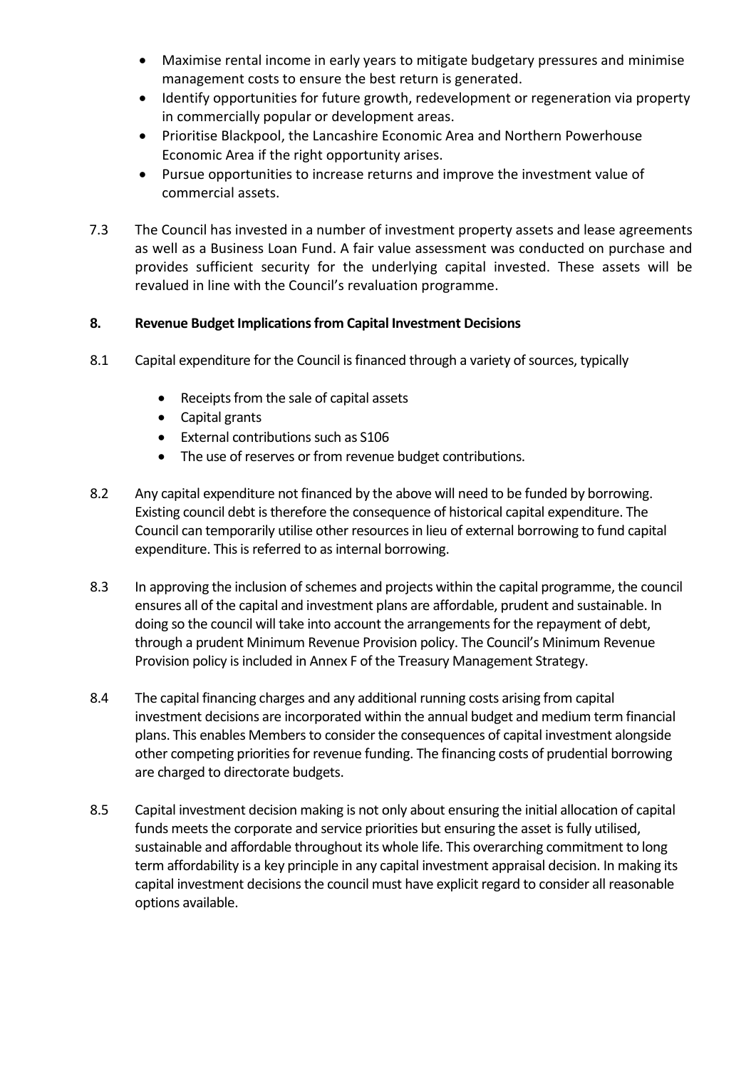- Maximise rental income in early years to mitigate budgetary pressures and minimise management costs to ensure the best return is generated.
- Identify opportunities for future growth, redevelopment or regeneration via property in commercially popular or development areas.
- Prioritise Blackpool, the Lancashire Economic Area and Northern Powerhouse Economic Area if the right opportunity arises.
- Pursue opportunities to increase returns and improve the investment value of commercial assets.

7.3 The Council has invested in a number of investment property assets and lease agreements as well as a Business Loan Fund. A fair value assessment was conducted on purchase and provides sufficient security for the underlying capital invested. These assets will be revalued in line with the Council's revaluation programme.

## 8. Revenue Budget Implications from Capital Investment Decisions

8.1 Capital expenditure for the Council is financed through a variety of sources, typically

- Receipts from the sale of capital assets
- Capital grants
- External contributions such as S106
- The use of reserves or from revenue budget contributions.

8.2 Any capital expenditure not financed by the above will need to be funded by borrowing. Existing council debt is therefore the consequence of historical capital expenditure. The Council can temporarily utilise other resources in lieu of external borrowing to fund capital expenditure. This is referred to as internal borrowing.

8.3 In approving the inclusion of schemes and projects within the capital programme, the council ensures all of the capital and investment plans are affordable, prudent and sustainable. In doing so the council will take into account the arrangements for the repayment of debt, through a prudent Minimum Revenue Provision policy. The Council's Minimum Revenue Provision policy is included in Annex F of the Treasury Management Strategy.

8.4 The capital financing charges and any additional running costs arising from capital investment decisions are incorporated within the annual budget and medium term financial plans. This enables Members to consider the consequences of capital investment alongside other competing priorities for revenue funding. The financing costs of prudential borrowing are charged to directorate budgets.

8.5 Capital investment decision making is not only about ensuring the initial allocation of capital funds meets the corporate and service priorities but ensuring the asset is fully utilised, sustainable and affordable throughout its whole life. This overarching commitment to long term affordability is a key principle in any capital investment appraisal decision. In making its capital investment decisions the council must have explicit regard to consider all reasonable options available.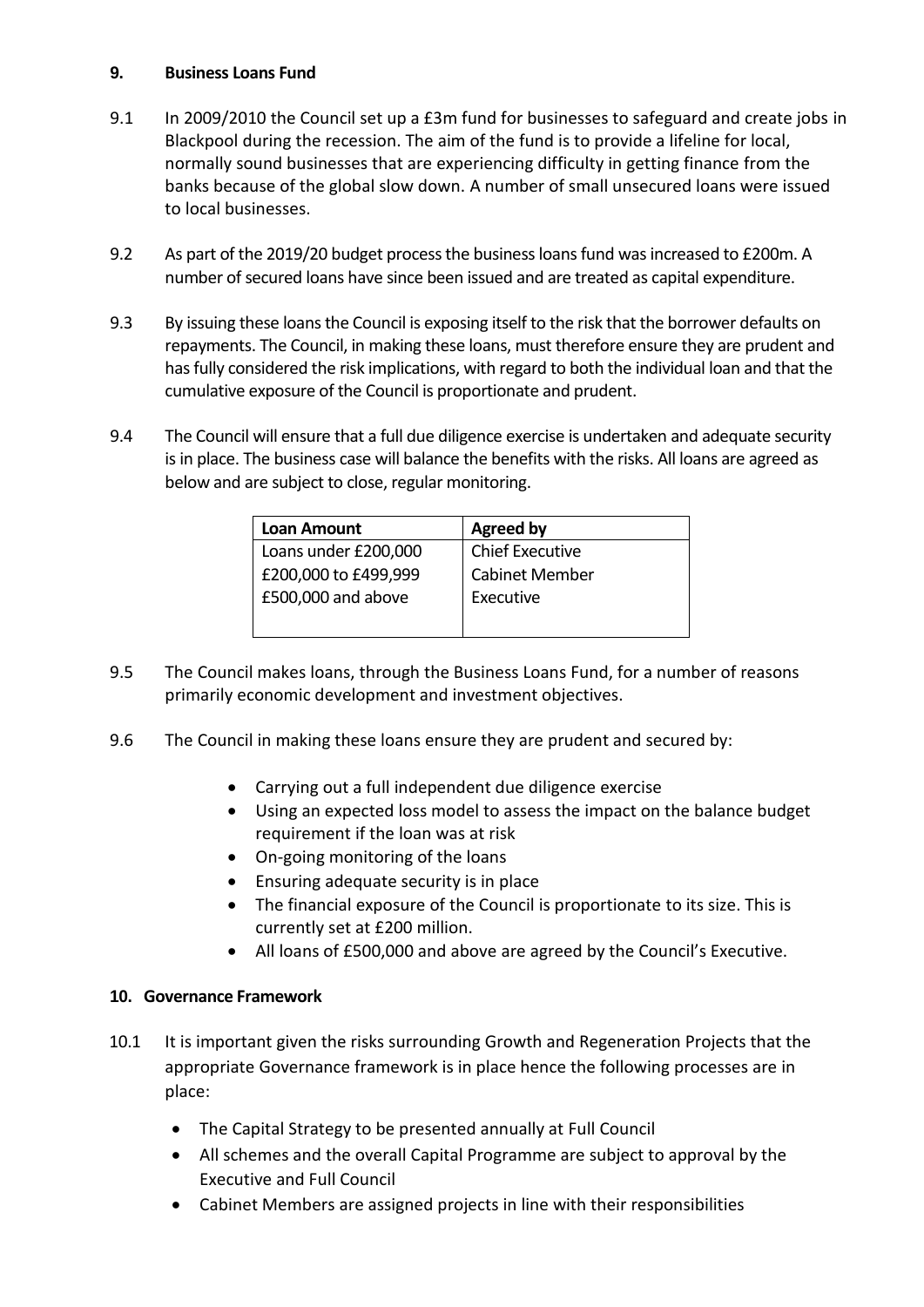## 9. Business Loans Fund

9.1 In 2009/2010 the Council set up a £3m fund for businesses to safeguard and create jobs in Blackpool during the recession. The aim of the fund is to provide a lifeline for local, normally sound businesses that are experiencing difficulty in getting finance from the banks because of the global slow down. A number of small unsecured loans were issued to local businesses.

9.2 As part of the 2019/20 budget process the business loans fund was increased to £200m. A number of secured loans have since been issued and are treated as capital expenditure.

9.3 By issuing these loans the Council is exposing itself to the risk that the borrower defaults on repayments. The Council, in making these loans, must therefore ensure they are prudent and has fully considered the risk implications, with regard to both the individual loan and that the cumulative exposure of the Council is proportionate and prudent.

9.4 The Council will ensure that a full due diligence exercise is undertaken and adequate security is in place. The business case will balance the benefits with the risks. All loans are agreed as below and are subject to close, regular monitoring.

| Loan Amount | Agreed by |
|---|---|
| Loans under £200,000 | Chief Executive |
| £200,000 to £499,999 | Cabinet Member |
| £500,000 and above | Executive |

9.5 The Council makes loans, through the Business Loans Fund, for a number of reasons primarily economic development and investment objectives.

9.6 The Council in making these loans ensure they are prudent and secured by:

- Carrying out a full independent due diligence exercise
- Using an expected loss model to assess the impact on the balance budget requirement if the loan was at risk
- On-going monitoring of the loans
- Ensuring adequate security is in place
- The financial exposure of the Council is proportionate to its size. This is currently set at £200 million.
- All loans of £500,000 and above are agreed by the Council's Executive.

## 10. Governance Framework

10.1 It is important given the risks surrounding Growth and Regeneration Projects that the appropriate Governance framework is in place hence the following processes are in place:

- The Capital Strategy to be presented annually at Full Council
- All schemes and the overall Capital Programme are subject to approval by the Executive and Full Council
- Cabinet Members are assigned projects in line with their responsibilities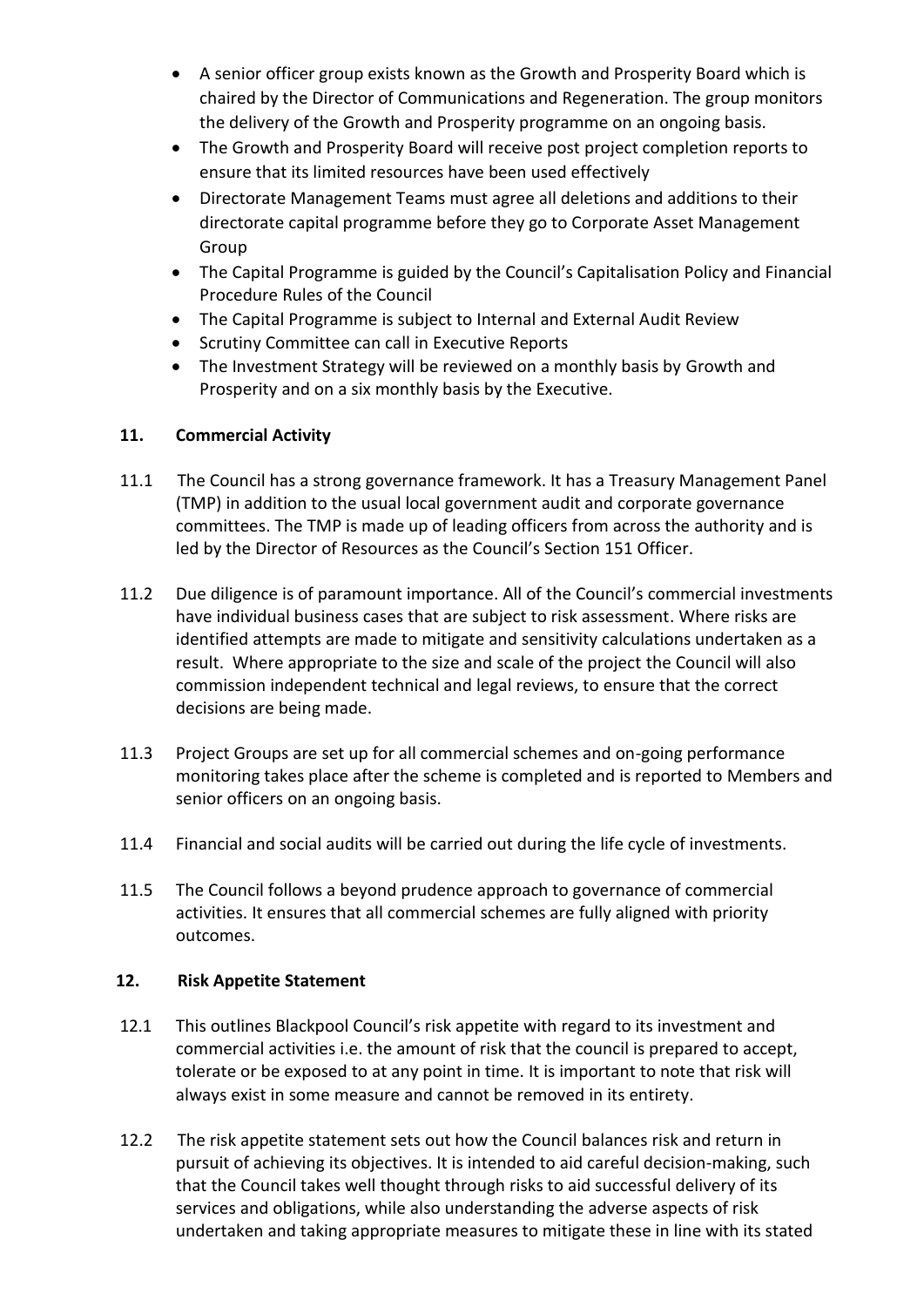- A senior officer group exists known as the Growth and Prosperity Board which is chaired by the Director of Communications and Regeneration. The group monitors the delivery of the Growth and Prosperity programme on an ongoing basis.
- The Growth and Prosperity Board will receive post project completion reports to ensure that its limited resources have been used effectively
- Directorate Management Teams must agree all deletions and additions to their directorate capital programme before they go to Corporate Asset Management Group
- The Capital Programme is guided by the Council's Capitalisation Policy and Financial Procedure Rules of the Council
- The Capital Programme is subject to Internal and External Audit Review
- Scrutiny Committee can call in Executive Reports
- The Investment Strategy will be reviewed on a monthly basis by Growth and Prosperity and on a six monthly basis by the Executive.

## 11. Commercial Activity

11.1 The Council has a strong governance framework. It has a Treasury Management Panel (TMP) in addition to the usual local government audit and corporate governance committees. The TMP is made up of leading officers from across the authority and is led by the Director of Resources as the Council's Section 151 Officer.

11.2 Due diligence is of paramount importance. All of the Council's commercial investments have individual business cases that are subject to risk assessment. Where risks are identified attempts are made to mitigate and sensitivity calculations undertaken as a result. Where appropriate to the size and scale of the project the Council will also commission independent technical and legal reviews, to ensure that the correct decisions are being made.

11.3 Project Groups are set up for all commercial schemes and on-going performance monitoring takes place after the scheme is completed and is reported to Members and senior officers on an ongoing basis.

11.4 Financial and social audits will be carried out during the life cycle of investments.

11.5 The Council follows a beyond prudence approach to governance of commercial activities. It ensures that all commercial schemes are fully aligned with priority outcomes.

## 12. Risk Appetite Statement

12.1 This outlines Blackpool Council's risk appetite with regard to its investment and commercial activities i.e. the amount of risk that the council is prepared to accept, tolerate or be exposed to at any point in time. It is important to note that risk will always exist in some measure and cannot be removed in its entirety.

12.2 The risk appetite statement sets out how the Council balances risk and return in pursuit of achieving its objectives. It is intended to aid careful decision-making, such that the Council takes well thought through risks to aid successful delivery of its services and obligations, while also understanding the adverse aspects of risk undertaken and taking appropriate measures to mitigate these in line with its stated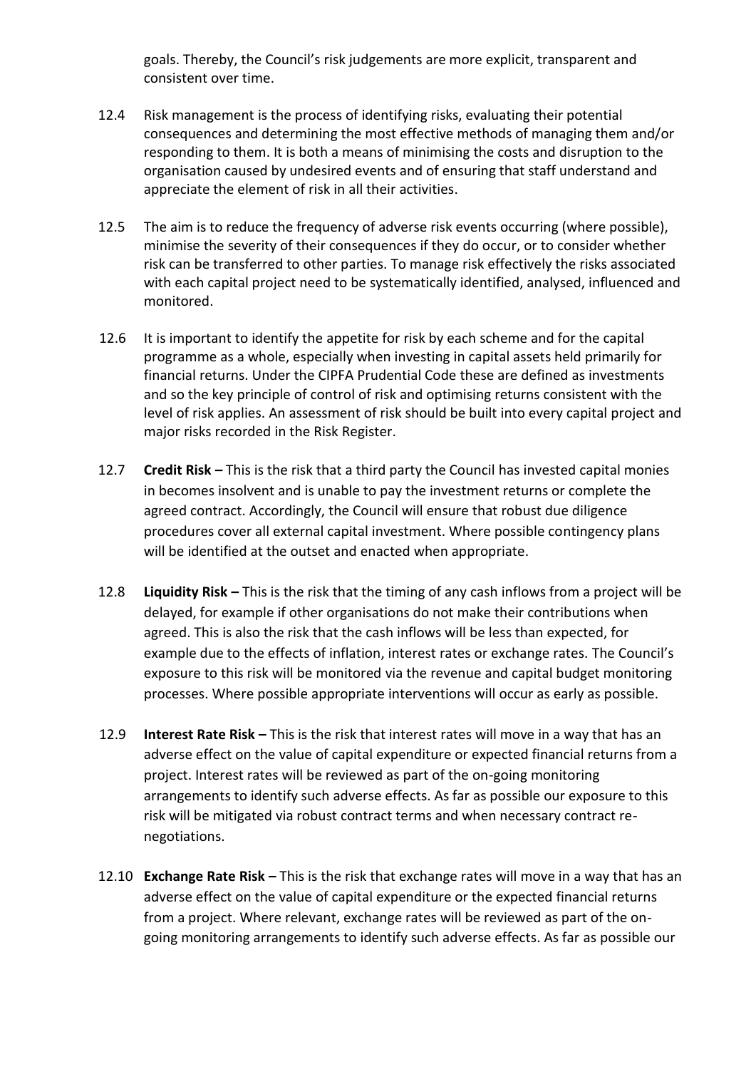goals. Thereby, the Council's risk judgements are more explicit, transparent and consistent over time.

12.4 Risk management is the process of identifying risks, evaluating their potential consequences and determining the most effective methods of managing them and/or responding to them. It is both a means of minimising the costs and disruption to the organisation caused by undesired events and of ensuring that staff understand and appreciate the element of risk in all their activities.

12.5 The aim is to reduce the frequency of adverse risk events occurring (where possible), minimise the severity of their consequences if they do occur, or to consider whether risk can be transferred to other parties. To manage risk effectively the risks associated with each capital project need to be systematically identified, analysed, influenced and monitored.

12.6 It is important to identify the appetite for risk by each scheme and for the capital programme as a whole, especially when investing in capital assets held primarily for financial returns. Under the CIPFA Prudential Code these are defined as investments and so the key principle of control of risk and optimising returns consistent with the level of risk applies. An assessment of risk should be built into every capital project and major risks recorded in the Risk Register.

12.7 **Credit Risk –** This is the risk that a third party the Council has invested capital monies in becomes insolvent and is unable to pay the investment returns or complete the agreed contract. Accordingly, the Council will ensure that robust due diligence procedures cover all external capital investment. Where possible contingency plans will be identified at the outset and enacted when appropriate.

12.8 **Liquidity Risk –** This is the risk that the timing of any cash inflows from a project will be delayed, for example if other organisations do not make their contributions when agreed. This is also the risk that the cash inflows will be less than expected, for example due to the effects of inflation, interest rates or exchange rates. The Council's exposure to this risk will be monitored via the revenue and capital budget monitoring processes. Where possible appropriate interventions will occur as early as possible.

12.9 **Interest Rate Risk –** This is the risk that interest rates will move in a way that has an adverse effect on the value of capital expenditure or expected financial returns from a project. Interest rates will be reviewed as part of the on-going monitoring arrangements to identify such adverse effects. As far as possible our exposure to this risk will be mitigated via robust contract terms and when necessary contract re-negotiations.

12.10 **Exchange Rate Risk –** This is the risk that exchange rates will move in a way that has an adverse effect on the value of capital expenditure or the expected financial returns from a project. Where relevant, exchange rates will be reviewed as part of the on-going monitoring arrangements to identify such adverse effects. As far as possible our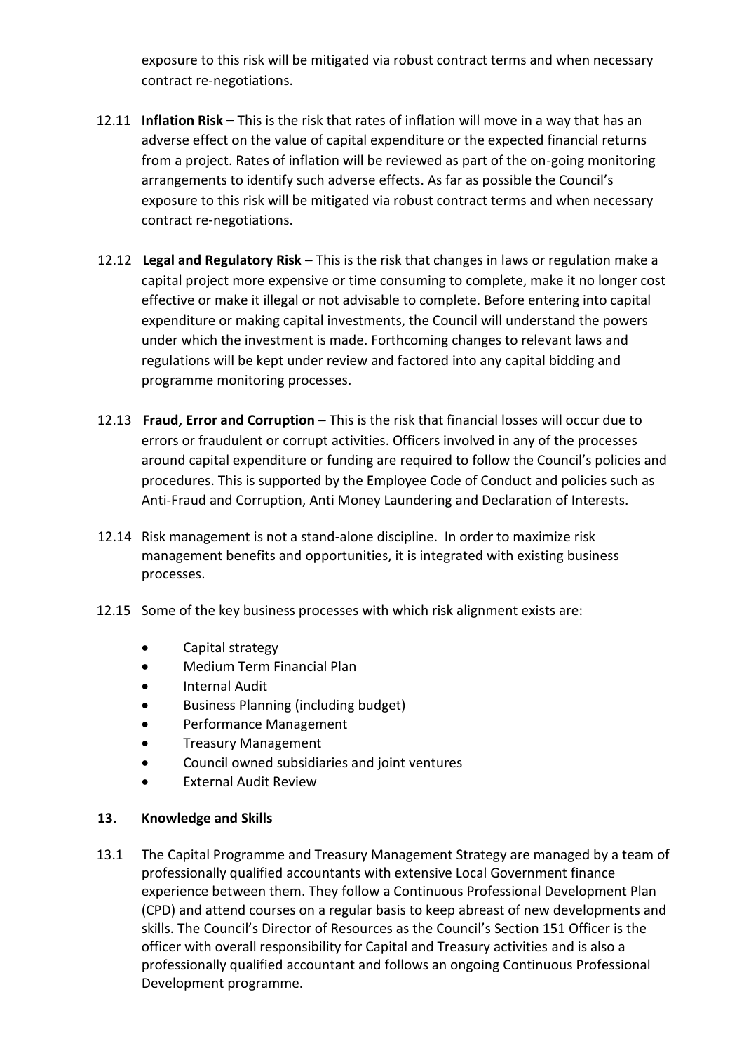exposure to this risk will be mitigated via robust contract terms and when necessary contract re-negotiations.

12.11 **Inflation Risk –** This is the risk that rates of inflation will move in a way that has an adverse effect on the value of capital expenditure or the expected financial returns from a project. Rates of inflation will be reviewed as part of the on-going monitoring arrangements to identify such adverse effects. As far as possible the Council's exposure to this risk will be mitigated via robust contract terms and when necessary contract re-negotiations.

12.12 **Legal and Regulatory Risk –** This is the risk that changes in laws or regulation make a capital project more expensive or time consuming to complete, make it no longer cost effective or make it illegal or not advisable to complete. Before entering into capital expenditure or making capital investments, the Council will understand the powers under which the investment is made. Forthcoming changes to relevant laws and regulations will be kept under review and factored into any capital bidding and programme monitoring processes.

12.13 **Fraud, Error and Corruption –** This is the risk that financial losses will occur due to errors or fraudulent or corrupt activities. Officers involved in any of the processes around capital expenditure or funding are required to follow the Council's policies and procedures. This is supported by the Employee Code of Conduct and policies such as Anti-Fraud and Corruption, Anti Money Laundering and Declaration of Interests.

12.14 Risk management is not a stand-alone discipline. In order to maximize risk management benefits and opportunities, it is integrated with existing business processes.

12.15 Some of the key business processes with which risk alignment exists are:

- Capital strategy
- Medium Term Financial Plan
- Internal Audit
- Business Planning (including budget)
- Performance Management
- Treasury Management
- Council owned subsidiaries and joint ventures
- External Audit Review

## 13. Knowledge and Skills

13.1 The Capital Programme and Treasury Management Strategy are managed by a team of professionally qualified accountants with extensive Local Government finance experience between them. They follow a Continuous Professional Development Plan (CPD) and attend courses on a regular basis to keep abreast of new developments and skills. The Council's Director of Resources as the Council's Section 151 Officer is the officer with overall responsibility for Capital and Treasury activities and is also a professionally qualified accountant and follows an ongoing Continuous Professional Development programme.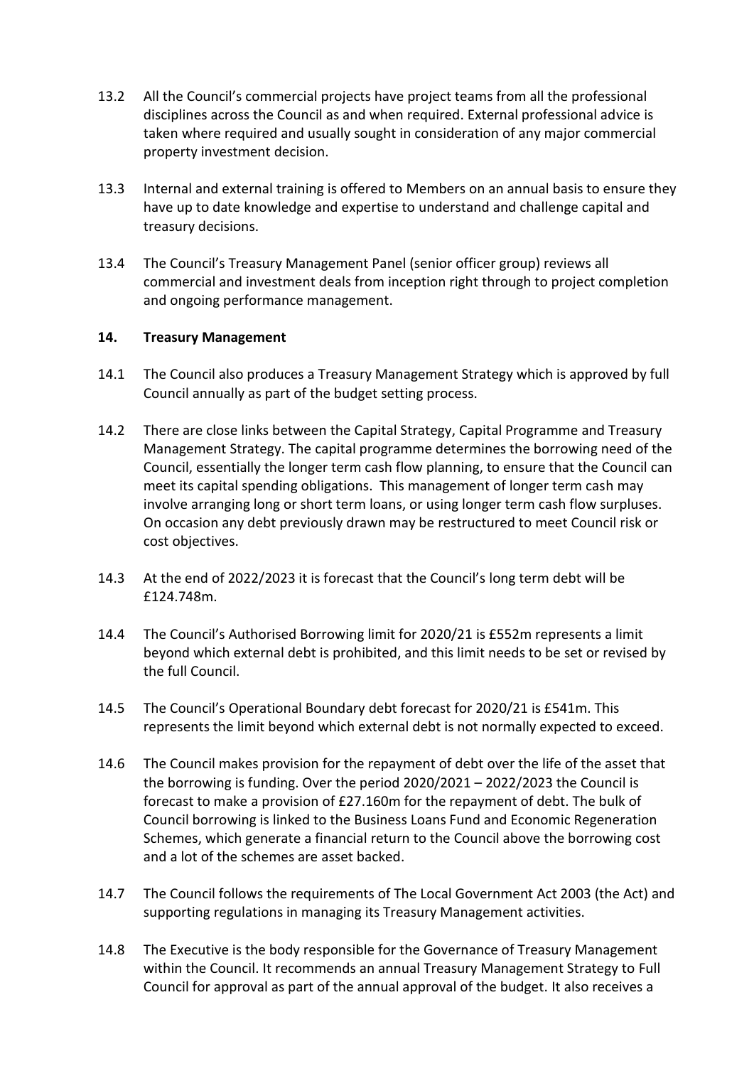13.2 All the Council's commercial projects have project teams from all the professional disciplines across the Council as and when required. External professional advice is taken where required and usually sought in consideration of any major commercial property investment decision.

13.3 Internal and external training is offered to Members on an annual basis to ensure they have up to date knowledge and expertise to understand and challenge capital and treasury decisions.

13.4 The Council's Treasury Management Panel (senior officer group) reviews all commercial and investment deals from inception right through to project completion and ongoing performance management.

## 14. Treasury Management

14.1 The Council also produces a Treasury Management Strategy which is approved by full Council annually as part of the budget setting process.

14.2 There are close links between the Capital Strategy, Capital Programme and Treasury Management Strategy. The capital programme determines the borrowing need of the Council, essentially the longer term cash flow planning, to ensure that the Council can meet its capital spending obligations. This management of longer term cash may involve arranging long or short term loans, or using longer term cash flow surpluses. On occasion any debt previously drawn may be restructured to meet Council risk or cost objectives.

14.3 At the end of 2022/2023 it is forecast that the Council's long term debt will be £124.748m.

14.4 The Council's Authorised Borrowing limit for 2020/21 is £552m represents a limit beyond which external debt is prohibited, and this limit needs to be set or revised by the full Council.

14.5 The Council's Operational Boundary debt forecast for 2020/21 is £541m. This represents the limit beyond which external debt is not normally expected to exceed.

14.6 The Council makes provision for the repayment of debt over the life of the asset that the borrowing is funding. Over the period 2020/2021 – 2022/2023 the Council is forecast to make a provision of £27.160m for the repayment of debt. The bulk of Council borrowing is linked to the Business Loans Fund and Economic Regeneration Schemes, which generate a financial return to the Council above the borrowing cost and a lot of the schemes are asset backed.

14.7 The Council follows the requirements of The Local Government Act 2003 (the Act) and supporting regulations in managing its Treasury Management activities.

14.8 The Executive is the body responsible for the Governance of Treasury Management within the Council. It recommends an annual Treasury Management Strategy to Full Council for approval as part of the annual approval of the budget. It also receives a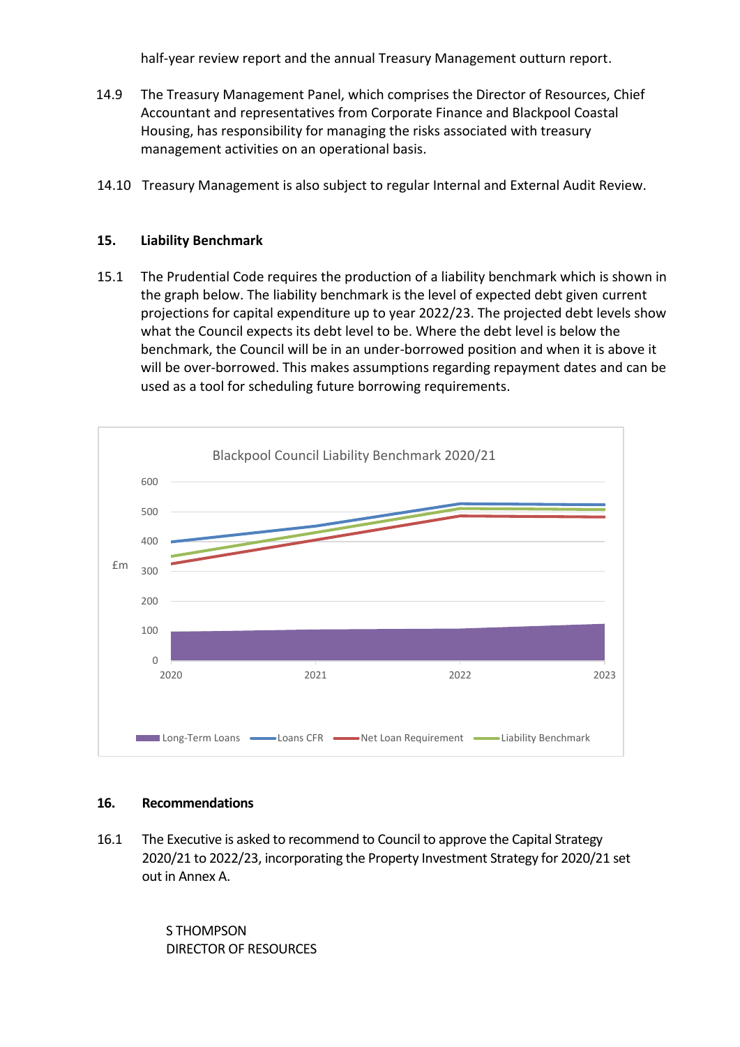half-year review report and the annual Treasury Management outturn report.

14.9 The Treasury Management Panel, which comprises the Director of Resources, Chief Accountant and representatives from Corporate Finance and Blackpool Coastal Housing, has responsibility for managing the risks associated with treasury management activities on an operational basis.

14.10 Treasury Management is also subject to regular Internal and External Audit Review.

## 15. Liability Benchmark

15.1 The Prudential Code requires the production of a liability benchmark which is shown in the graph below. The liability benchmark is the level of expected debt given current projections for capital expenditure up to year 2022/23. The projected debt levels show what the Council expects its debt level to be. Where the debt level is below the benchmark, the Council will be in an under-borrowed position and when it is above it will be over-borrowed. This makes assumptions regarding repayment dates and can be used as a tool for scheduling future borrowing requirements.

Blackpool Council Liability Benchmark 2020/21

£m

600
500
400
300
200
100
0

2020
2021
2022
2023

Long-Term Loans
Loans CFR
Net Loan Requirement
Liability Benchmark

## 16. Recommendations

16.1 The Executive is asked to recommend to Council to approve the Capital Strategy 2020/21 to 2022/23, incorporating the Property Investment Strategy for 2020/21 set out in Annex A.

S THOMPSON
DIRECTOR OF RESOURCES